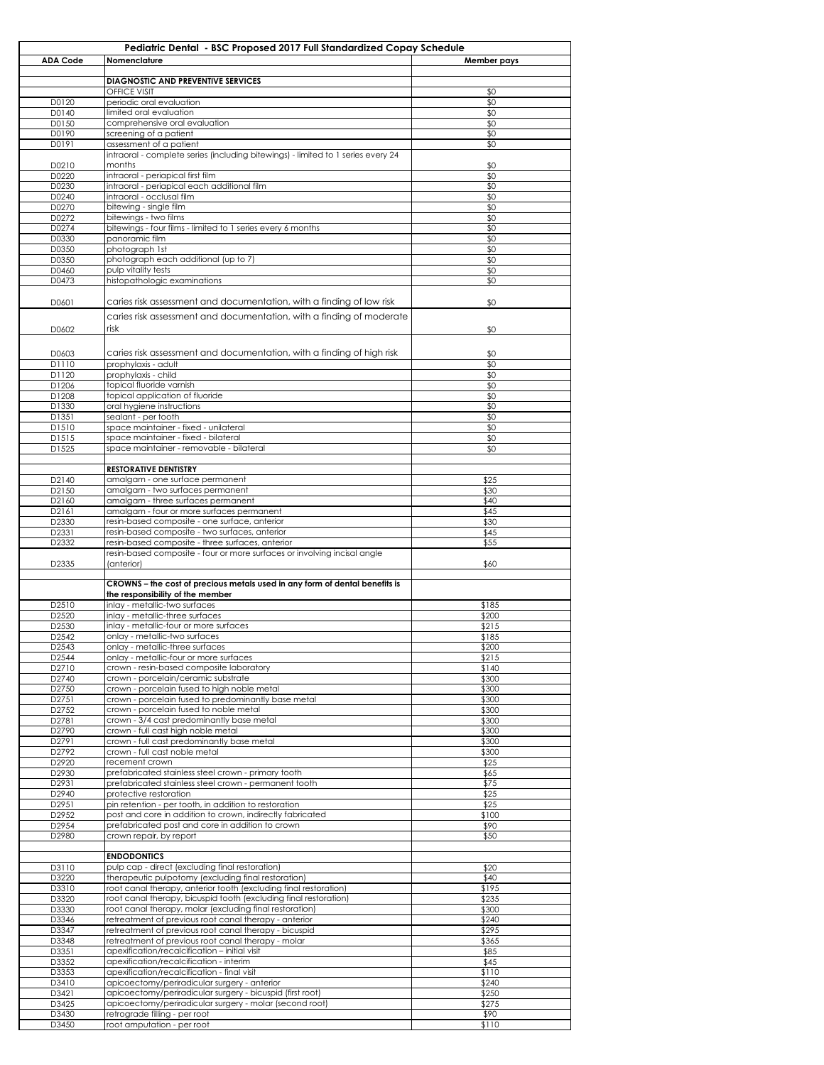| Pediatric Dental - BSC Proposed 2017 Full Standardized Copay Schedule | | |
|---|---|---|
| **ADA Code** | **Nomenclature** | **Member pays** |
| | **DIAGNOSTIC AND PREVENTIVE SERVICES** | |
| | OFFICE VISIT | $0 |
| D0120 | periodic oral evaluation | $0 |
| D0140 | limited oral evaluation | $0 |
| D0150 | comprehensive oral evaluation | $0 |
| D0190 | screening of a patient | $0 |
| D0191 | assessment of a patient | $0 |
| D0210 | intraoral - complete series (including bitewings) - limited to 1 series every 24 months | $0 |
| D0220 | intraoral - periapical first film | $0 |
| D0230 | intraoral - periapical each additional film | $0 |
| D0240 | intraoral - occlusal film | $0 |
| D0270 | bitewing - single film | $0 |
| D0272 | bitewings - two films | $0 |
| D0274 | bitewings - four films - limited to 1 series every 6 months | $0 |
| D0330 | panoramic film | $0 |
| D0350 | photograph 1st | $0 |
| D0350 | photograph each additional (up to 7) | $0 |
| D0460 | pulp vitality tests | $0 |
| D0473 | histopathologic examinations | $0 |
| D0601 | caries risk assessment and documentation, with a finding of low risk | $0 |
| D0602 | caries risk assessment and documentation, with a finding of moderate risk | $0 |
| D0603 | caries risk assessment and documentation, with a finding of high risk | $0 |
| D1110 | prophylaxis - adult | $0 |
| D1120 | prophylaxis - child | $0 |
| D1206 | topical fluoride varnish | $0 |
| D1208 | topical application of fluoride | $0 |
| D1330 | oral hygiene instructions | $0 |
| D1351 | sealant - per tooth | $0 |
| D1510 | space maintainer - fixed - unilateral | $0 |
| D1515 | space maintainer - fixed - bilateral | $0 |
| D1525 | space maintainer - removable - bilateral | $0 |
| | **RESTORATIVE DENTISTRY** | |
| D2140 | amalgam - one surface permanent | $25 |
| D2150 | amalgam - two surfaces permanent | $30 |
| D2160 | amalgam - three surfaces permanent | $40 |
| D2161 | amalgam - four or more surfaces permanent | $45 |
| D2330 | resin-based composite - one surface, anterior | $30 |
| D2331 | resin-based composite - two surfaces, anterior | $45 |
| D2332 | resin-based composite - three surfaces, anterior | $55 |
| D2335 | resin-based composite - four or more surfaces or involving incisal angle (anterior) | $60 |
| | **CROWNS – the cost of precious metals used in any form of dental benefits is the responsibility of the member** | |
| D2510 | inlay - metallic-two surfaces | $185 |
| D2520 | inlay - metallic-three surfaces | $200 |
| D2530 | inlay - metallic-four or more surfaces | $215 |
| D2542 | onlay - metallic-two surfaces | $185 |
| D2543 | onlay - metallic-three surfaces | $200 |
| D2544 | onlay - metallic-four or more surfaces | $215 |
| D2710 | crown - resin-based composite laboratory | $140 |
| D2740 | crown - porcelain/ceramic substrate | $300 |
| D2750 | crown - porcelain fused to high noble metal | $300 |
| D2751 | crown - porcelain fused to predominantly base metal | $300 |
| D2752 | crown - porcelain fused to noble metal | $300 |
| D2781 | crown - 3/4 cast predominantly base metal | $300 |
| D2790 | crown - full cast high noble metal | $300 |
| D2791 | crown - full cast predominantly base metal | $300 |
| D2792 | crown - full cast noble metal | $300 |
| D2920 | recement crown | $25 |
| D2930 | prefabricated stainless steel crown - primary tooth | $65 |
| D2931 | prefabricated stainless steel crown - permanent tooth | $75 |
| D2940 | protective restoration | $25 |
| D2951 | pin retention - per tooth, in addition to restoration | $25 |
| D2952 | post and core in addition to crown, indirectly fabricated | $100 |
| D2954 | prefabricated post and core in addition to crown | $90 |
| D2980 | crown repair, by report | $50 |
| | **ENDODONTICS** | |
| D3110 | pulp cap - direct (excluding final restoration) | $20 |
| D3220 | therapeutic pulpotomy (excluding final restoration) | $40 |
| D3310 | root canal therapy, anterior tooth (excluding final restoration) | $195 |
| D3320 | root canal therapy, bicuspid tooth (excluding final restoration) | $235 |
| D3330 | root canal therapy, molar (excluding final restoration) | $300 |
| D3346 | retreatment of previous root canal therapy - anterior | $240 |
| D3347 | retreatment of previous root canal therapy - bicuspid | $295 |
| D3348 | retreatment of previous root canal therapy - molar | $365 |
| D3351 | apexification/recalcification – initial visit | $85 |
| D3352 | apexification/recalcification - interim | $45 |
| D3353 | apexification/recalcification - final visit | $110 |
| D3410 | apicoectomy/periradicular surgery - anterior | $240 |
| D3421 | apicoectomy/periradicular surgery - bicuspid (first root) | $250 |
| D3425 | apicoectomy/periradicular surgery - molar (second root) | $275 |
| D3430 | retrograde filling - per root | $90 |
| D3450 | root amputation - per root | $110 |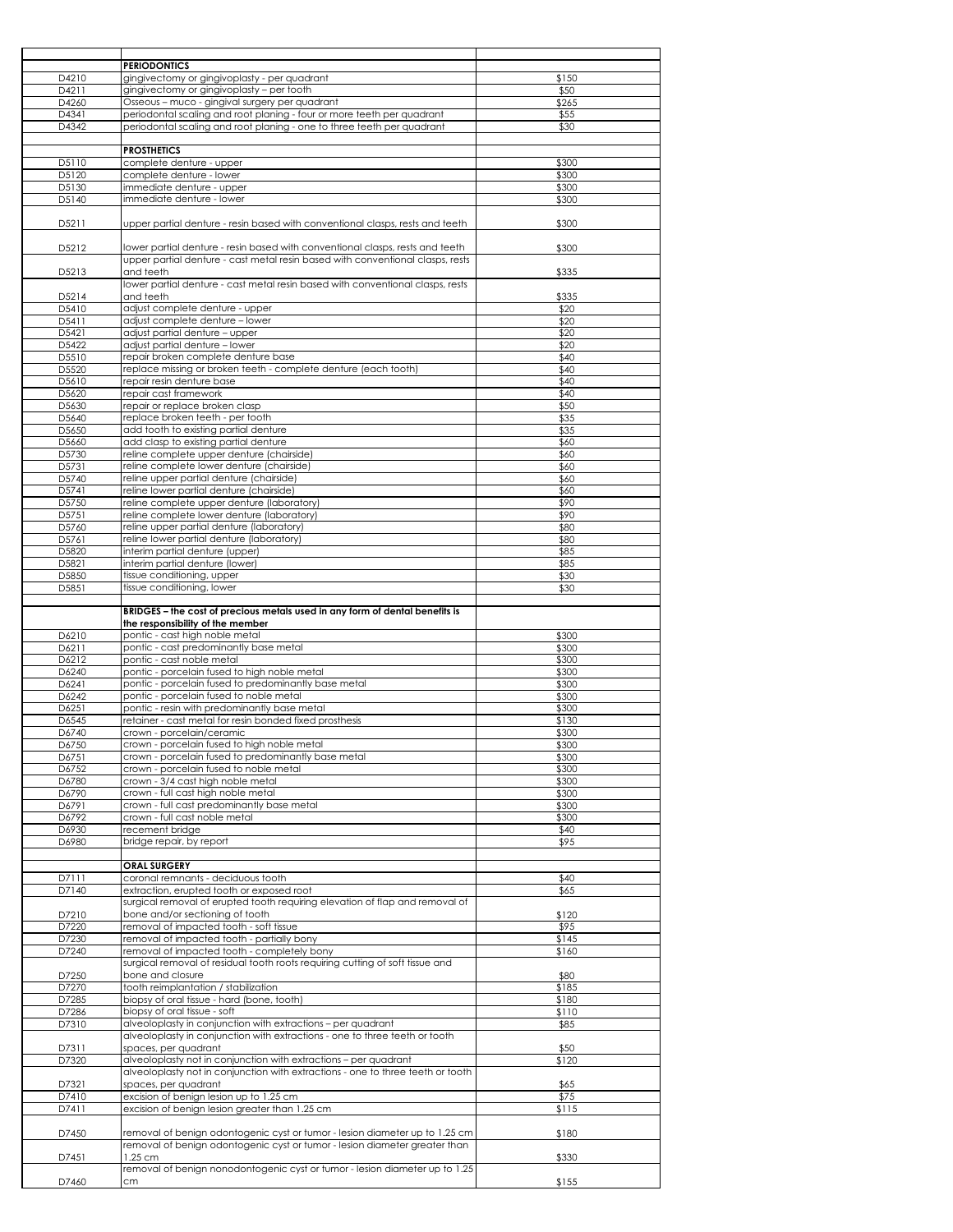| | | |
|---|---|---|
| | **PERIODONTICS** | |
| D4210 | gingivectomy or gingivoplasty - per quadrant | $150 |
| D4211 | gingivectomy or gingivoplasty – per tooth | $50 |
| D4260 | Osseous – muco - gingival surgery per quadrant | $265 |
| D4341 | periodontal scaling and root planing - four or more teeth per quadrant | $55 |
| D4342 | periodontal scaling and root planing - one to three teeth per quadrant | $30 |
| | | |
| | **PROSTHETICS** | |
| D5110 | complete denture - upper | $300 |
| D5120 | complete denture - lower | $300 |
| D5130 | immediate denture - upper | $300 |
| D5140 | immediate denture - lower | $300 |
| D5211 | upper partial denture - resin based with conventional clasps, rests and teeth | $300 |
| D5212 | lower partial denture - resin based with conventional clasps, rests and teeth | $300 |
| D5213 | upper partial denture - cast metal resin based with conventional clasps, rests and teeth | $335 |
| D5214 | lower partial denture - cast metal resin based with conventional clasps, rests and teeth | $335 |
| D5410 | adjust complete denture - upper | $20 |
| D5411 | adjust complete denture – lower | $20 |
| D5421 | adjust partial denture – upper | $20 |
| D5422 | adjust partial denture – lower | $20 |
| D5510 | repair broken complete denture base | $40 |
| D5520 | replace missing or broken teeth - complete denture (each tooth) | $40 |
| D5610 | repair resin denture base | $40 |
| D5620 | repair cast framework | $40 |
| D5630 | repair or replace broken clasp | $50 |
| D5640 | replace broken teeth - per tooth | $35 |
| D5650 | add tooth to existing partial denture | $35 |
| D5660 | add clasp to existing partial denture | $60 |
| D5730 | reline complete upper denture (chairside) | $60 |
| D5731 | reline complete lower denture (chairside) | $60 |
| D5740 | reline upper partial denture (chairside) | $60 |
| D5741 | reline lower partial denture (chairside) | $60 |
| D5750 | reline complete upper denture (laboratory) | $90 |
| D5751 | reline complete lower denture (laboratory) | $90 |
| D5760 | reline upper partial denture (laboratory) | $80 |
| D5761 | reline lower partial denture (laboratory) | $80 |
| D5820 | interim partial denture (upper) | $85 |
| D5821 | interim partial denture (lower) | $85 |
| D5850 | tissue conditioning, upper | $30 |
| D5851 | tissue conditioning, lower | $30 |
| | | |
| | **BRIDGES – the cost of precious metals used in any form of dental benefits is the responsibility of the member** | |
| D6210 | pontic - cast high noble metal | $300 |
| D6211 | pontic - cast predominantly base metal | $300 |
| D6212 | pontic - cast noble metal | $300 |
| D6240 | pontic - porcelain fused to high noble metal | $300 |
| D6241 | pontic - porcelain fused to predominantly base metal | $300 |
| D6242 | pontic - porcelain fused to noble metal | $300 |
| D6251 | pontic - resin with predominantly base metal | $300 |
| D6545 | retainer - cast metal for resin bonded fixed prosthesis | $130 |
| D6740 | crown - porcelain/ceramic | $300 |
| D6750 | crown - porcelain fused to high noble metal | $300 |
| D6751 | crown - porcelain fused to predominantly base metal | $300 |
| D6752 | crown - porcelain fused to noble metal | $300 |
| D6780 | crown - 3/4 cast high noble metal | $300 |
| D6790 | crown - full cast high noble metal | $300 |
| D6791 | crown - full cast predominantly base metal | $300 |
| D6792 | crown - full cast noble metal | $300 |
| D6930 | recement bridge | $40 |
| D6980 | bridge repair, by report | $95 |
| | | |
| | **ORAL SURGERY** | |
| D7111 | coronal remnants - deciduous tooth | $40 |
| D7140 | extraction, erupted tooth or exposed root | $65 |
| D7210 | surgical removal of erupted tooth requiring elevation of flap and removal of bone and/or sectioning of tooth | $120 |
| D7220 | removal of impacted tooth - soft tissue | $95 |
| D7230 | removal of impacted tooth - partially bony | $145 |
| D7240 | removal of impacted tooth - completely bony | $160 |
| D7250 | surgical removal of residual tooth roots requiring cutting of soft tissue and bone and closure | $80 |
| D7270 | tooth reimplantation / stabilization | $185 |
| D7285 | biopsy of oral tissue - hard (bone, tooth) | $180 |
| D7286 | biopsy of oral tissue - soft | $110 |
| D7310 | alveoloplasty in conjunction with extractions – per quadrant | $85 |
| D7311 | alveoloplasty in conjunction with extractions - one to three teeth or tooth spaces, per quadrant | $50 |
| D7320 | alveoloplasty not in conjunction with extractions – per quadrant | $120 |
| D7321 | alveoloplasty not in conjunction with extractions - one to three teeth or tooth spaces, per quadrant | $65 |
| D7410 | excision of benign lesion up to 1.25 cm | $75 |
| D7411 | excision of benign lesion greater than 1.25 cm | $115 |
| D7450 | removal of benign odontogenic cyst or tumor - lesion diameter up to 1.25 cm | $180 |
| D7451 | removal of benign odontogenic cyst or tumor - lesion diameter greater than 1.25 cm | $330 |
| D7460 | removal of benign nonodontogenic cyst or tumor - lesion diameter up to 1.25 cm | $155 |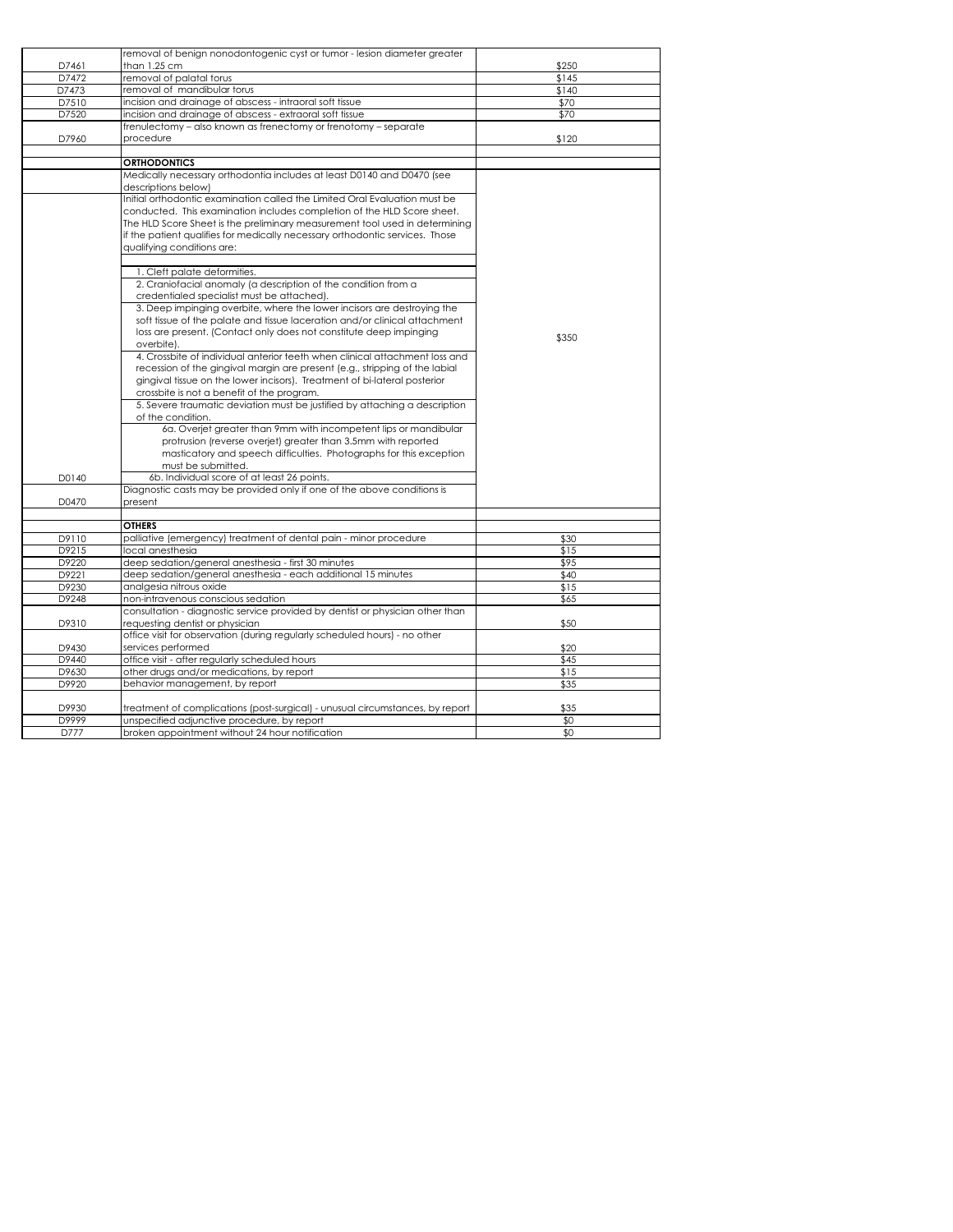| | | |
|---|---|---|
| D7461 | removal of benign nonodontogenic cyst or tumor - lesion diameter greater than 1.25 cm | $250 |
| D7472 | removal of palatal torus | $145 |
| D7473 | removal of mandibular torus | $140 |
| D7510 | incision and drainage of abscess - intraoral soft tissue | $70 |
| D7520 | incision and drainage of abscess - extraoral soft tissue | $70 |
| D7960 | frenulectomy – also known as frenectomy or frenotomy – separate procedure | $120 |
| | | |
| | **ORTHODONTICS** | |
| | Medically necessary orthodontia includes at least D0140 and D0470 (see descriptions below) | |
| D0140 | Initial orthodontic examination called the Limited Oral Evaluation must be conducted. This examination includes completion of the HLD Score sheet. The HLD Score Sheet is the preliminary measurement tool used in determining if the patient qualifies for medically necessary orthodontic services. Those qualifying conditions are:<br><br>1. Cleft palate deformities.<br>2. Craniofacial anomaly (a description of the condition from a credentialed specialist must be attached).<br>3. Deep impinging overbite, where the lower incisors are destroying the soft tissue of the palate and tissue laceration and/or clinical attachment loss are present. (Contact only does not constitute deep impinging overbite).<br>4. Crossbite of individual anterior teeth when clinical attachment loss and recession of the gingival margin are present (e.g., stripping of the labial gingival tissue on the lower incisors). Treatment of bi-lateral posterior crossbite is not a benefit of the program.<br>5. Severe traumatic deviation must be justified by attaching a description of the condition.<br>6a. Overjet greater than 9mm with incompetent lips or mandibular protrusion (reverse overjet) greater than 3.5mm with reported masticatory and speech difficulties. Photographs for this exception must be submitted.<br>6b. Individual score of at least 26 points. | $350 |
| D0470 | Diagnostic casts may be provided only if one of the above conditions is present | |
| | | |
| | **OTHERS** | |
| D9110 | palliative (emergency) treatment of dental pain - minor procedure | $30 |
| D9215 | local anesthesia | $15 |
| D9220 | deep sedation/general anesthesia - first 30 minutes | $95 |
| D9221 | deep sedation/general anesthesia - each additional 15 minutes | $40 |
| D9230 | analgesia nitrous oxide | $15 |
| D9248 | non-intravenous conscious sedation | $65 |
| D9310 | consultation - diagnostic service provided by dentist or physician other than requesting dentist or physician | $50 |
| D9430 | office visit for observation (during regularly scheduled hours) - no other services performed | $20 |
| D9440 | office visit - after regularly scheduled hours | $45 |
| D9630 | other drugs and/or medications, by report | $15 |
| D9920 | behavior management, by report | $35 |
| D9930 | treatment of complications (post-surgical) - unusual circumstances, by report | $35 |
| D9999 | unspecified adjunctive procedure, by report | $0 |
| D777 | broken appointment without 24 hour notification | $0 |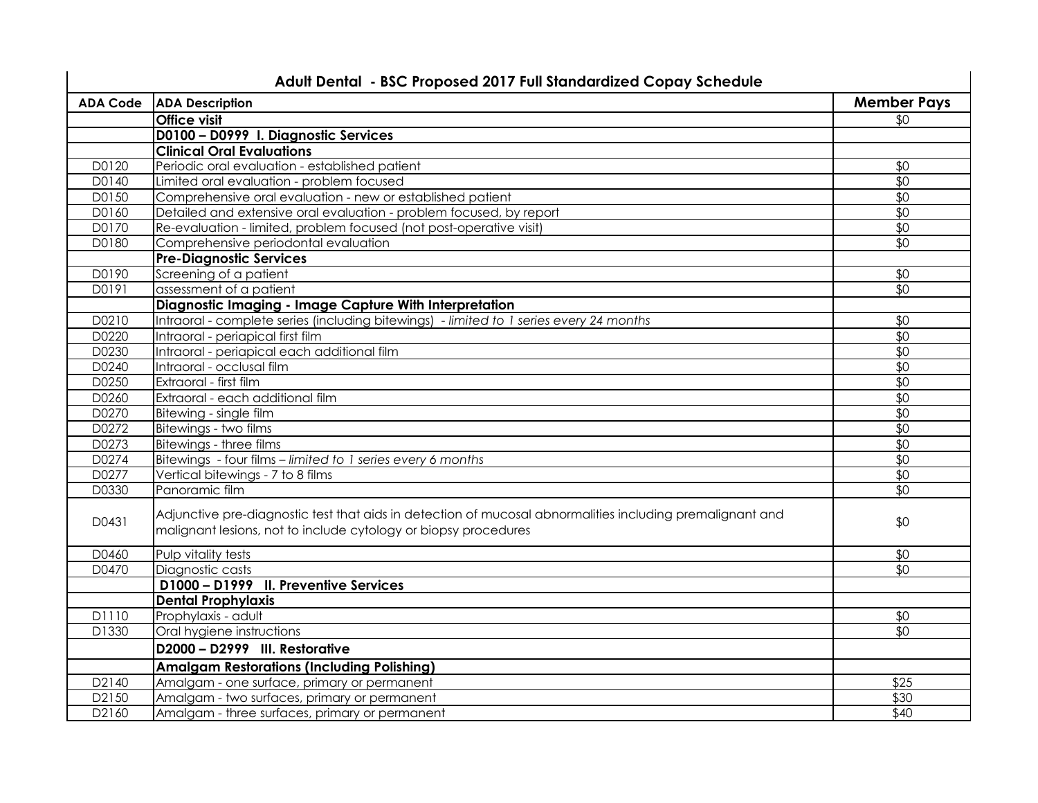| Adult Dental - BSC Proposed 2017 Full Standardized Copay Schedule | | |
|---|---|---|
| **ADA Code** | **ADA Description** | **Member Pays** |
| | **Office visit** | $0 |
| | **D0100 – D0999 I. Diagnostic Services** | |
| | **Clinical Oral Evaluations** | |
| D0120 | Periodic oral evaluation - established patient | $0 |
| D0140 | Limited oral evaluation - problem focused | $0 |
| D0150 | Comprehensive oral evaluation - new or established patient | $0 |
| D0160 | Detailed and extensive oral evaluation - problem focused, by report | $0 |
| D0170 | Re-evaluation - limited, problem focused (not post-operative visit) | $0 |
| D0180 | Comprehensive periodontal evaluation | $0 |
| | **Pre-Diagnostic Services** | |
| D0190 | Screening of a patient | $0 |
| D0191 | assessment of a patient | $0 |
| | **Diagnostic Imaging - Image Capture With Interpretation** | |
| D0210 | Intraoral - complete series (including bitewings) - *limited to 1 series every 24 months* | $0 |
| D0220 | Intraoral - periapical first film | $0 |
| D0230 | Intraoral - periapical each additional film | $0 |
| D0240 | Intraoral - occlusal film | $0 |
| D0250 | Extraoral - first film | $0 |
| D0260 | Extraoral - each additional film | $0 |
| D0270 | Bitewing - single film | $0 |
| D0272 | Bitewings - two films | $0 |
| D0273 | Bitewings - three films | $0 |
| D0274 | Bitewings - four films – *limited to 1 series every 6 months* | $0 |
| D0277 | Vertical bitewings - 7 to 8 films | $0 |
| D0330 | Panoramic film | $0 |
| D0431 | Adjunctive pre-diagnostic test that aids in detection of mucosal abnormalities including premalignant and malignant lesions, not to include cytology or biopsy procedures | $0 |
| D0460 | Pulp vitality tests | $0 |
| D0470 | Diagnostic casts | $0 |
| | **D1000 – D1999 II. Preventive Services** | |
| | **Dental Prophylaxis** | |
| D1110 | Prophylaxis - adult | $0 |
| D1330 | Oral hygiene instructions | $0 |
| | **D2000 – D2999 III. Restorative** | |
| | **Amalgam Restorations (Including Polishing)** | |
| D2140 | Amalgam - one surface, primary or permanent | $25 |
| D2150 | Amalgam - two surfaces, primary or permanent | $30 |
| D2160 | Amalgam - three surfaces, primary or permanent | $40 |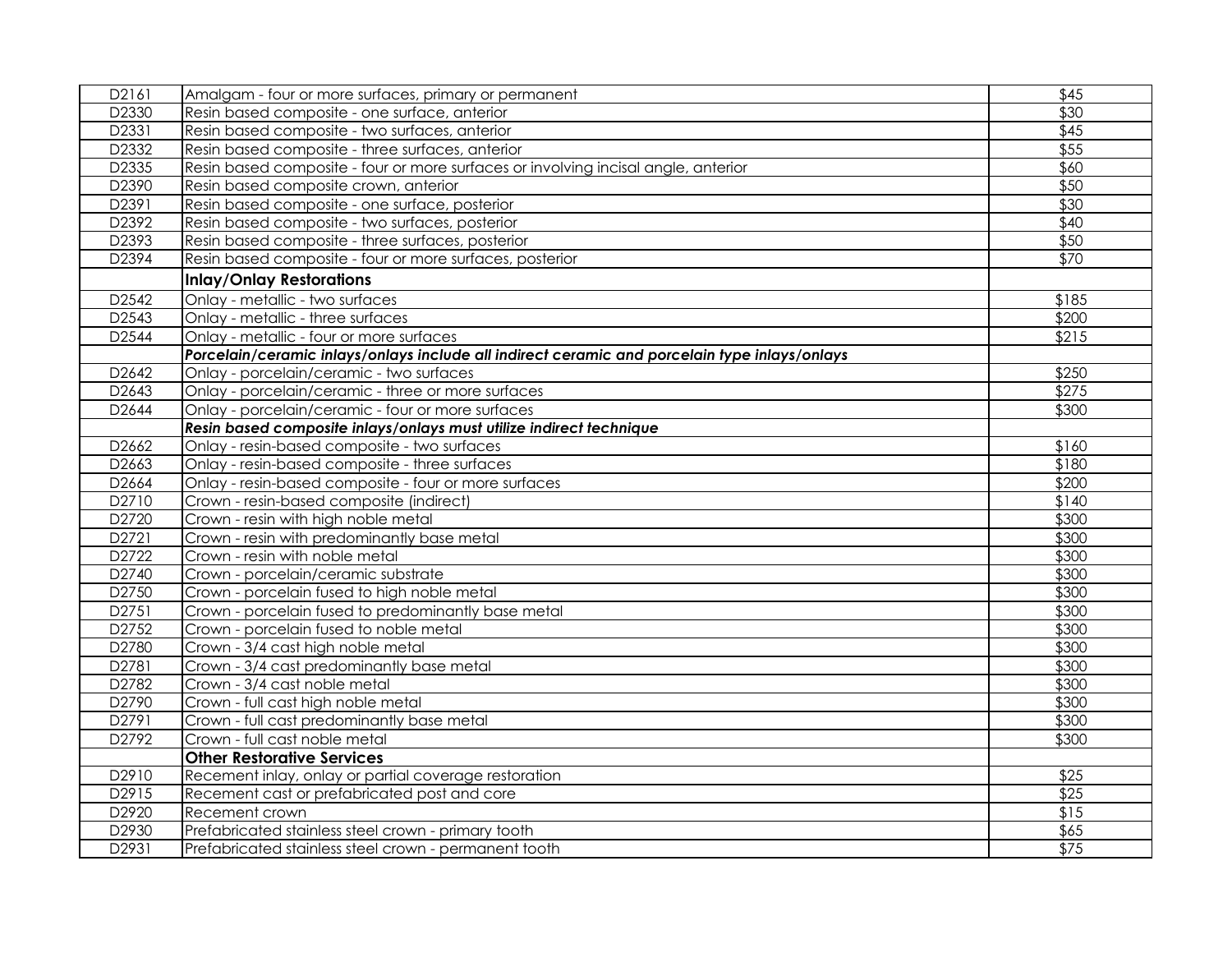| | | |
|---|---|---|
| D2161 | Amalgam - four or more surfaces, primary or permanent | $45 |
| D2330 | Resin based composite - one surface, anterior | $30 |
| D2331 | Resin based composite - two surfaces, anterior | $45 |
| D2332 | Resin based composite - three surfaces, anterior | $55 |
| D2335 | Resin based composite - four or more surfaces or involving incisal angle, anterior | $60 |
| D2390 | Resin based composite crown, anterior | $50 |
| D2391 | Resin based composite - one surface, posterior | $30 |
| D2392 | Resin based composite - two surfaces, posterior | $40 |
| D2393 | Resin based composite - three surfaces, posterior | $50 |
| D2394 | Resin based composite - four or more surfaces, posterior | $70 |
| | **Inlay/Onlay Restorations** | |
| D2542 | Onlay - metallic - two surfaces | $185 |
| D2543 | Onlay - metallic - three surfaces | $200 |
| D2544 | Onlay - metallic - four or more surfaces | $215 |
| | ***Porcelain/ceramic inlays/onlays include all indirect ceramic and porcelain type inlays/onlays*** | |
| D2642 | Onlay - porcelain/ceramic - two surfaces | $250 |
| D2643 | Onlay - porcelain/ceramic - three or more surfaces | $275 |
| D2644 | Onlay - porcelain/ceramic - four or more surfaces | $300 |
| | ***Resin based composite inlays/onlays must utilize indirect technique*** | |
| D2662 | Onlay - resin-based composite - two surfaces | $160 |
| D2663 | Onlay - resin-based composite - three surfaces | $180 |
| D2664 | Onlay - resin-based composite - four or more surfaces | $200 |
| D2710 | Crown - resin-based composite (indirect) | $140 |
| D2720 | Crown - resin with high noble metal | $300 |
| D2721 | Crown - resin with predominantly base metal | $300 |
| D2722 | Crown - resin with noble metal | $300 |
| D2740 | Crown - porcelain/ceramic substrate | $300 |
| D2750 | Crown - porcelain fused to high noble metal | $300 |
| D2751 | Crown - porcelain fused to predominantly base metal | $300 |
| D2752 | Crown - porcelain fused to noble metal | $300 |
| D2780 | Crown - 3/4 cast high noble metal | $300 |
| D2781 | Crown - 3/4 cast predominantly base metal | $300 |
| D2782 | Crown - 3/4 cast noble metal | $300 |
| D2790 | Crown - full cast high noble metal | $300 |
| D2791 | Crown - full cast predominantly base metal | $300 |
| D2792 | Crown - full cast noble metal | $300 |
| | **Other Restorative Services** | |
| D2910 | Recement inlay, onlay or partial coverage restoration | $25 |
| D2915 | Recement cast or prefabricated post and core | $25 |
| D2920 | Recement crown | $15 |
| D2930 | Prefabricated stainless steel crown - primary tooth | $65 |
| D2931 | Prefabricated stainless steel crown - permanent tooth | $75 |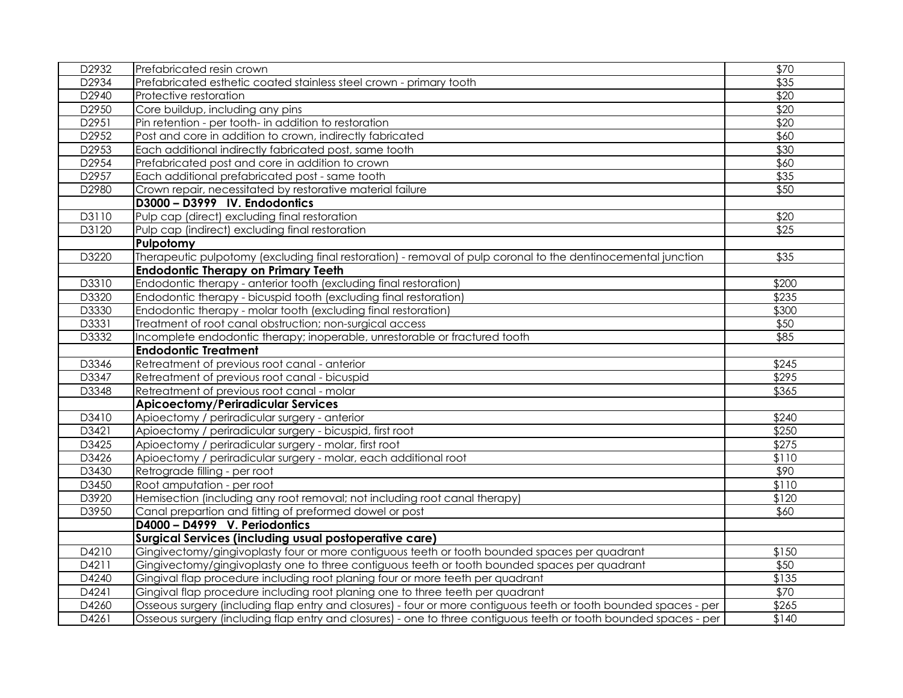| | | |
|---|---|---|
| D2932 | Prefabricated resin crown | $70 |
| D2934 | Prefabricated esthetic coated stainless steel crown - primary tooth | $35 |
| D2940 | Protective restoration | $20 |
| D2950 | Core buildup, including any pins | $20 |
| D2951 | Pin retention - per tooth- in addition to restoration | $20 |
| D2952 | Post and core in addition to crown, indirectly fabricated | $60 |
| D2953 | Each additional indirectly fabricated post, same tooth | $30 |
| D2954 | Prefabricated post and core in addition to crown | $60 |
| D2957 | Each additional prefabricated post - same tooth | $35 |
| D2980 | Crown repair, necessitated by restorative material failure | $50 |
| | **D3000 – D3999 IV. Endodontics** | |
| D3110 | Pulp cap (direct) excluding final restoration | $20 |
| D3120 | Pulp cap (indirect) excluding final restoration | $25 |
| | **Pulpotomy** | |
| D3220 | Therapeutic pulpotomy (excluding final restoration) - removal of pulp coronal to the dentinocemental junction | $35 |
| | **Endodontic Therapy on Primary Teeth** | |
| D3310 | Endodontic therapy - anterior tooth (excluding final restoration) | $200 |
| D3320 | Endodontic therapy - bicuspid tooth (excluding final restoration) | $235 |
| D3330 | Endodontic therapy - molar tooth (excluding final restoration) | $300 |
| D3331 | Treatment of root canal obstruction; non-surgical access | $50 |
| D3332 | Incomplete endodontic therapy; inoperable, unrestorable or fractured tooth | $85 |
| | **Endodontic Treatment** | |
| D3346 | Retreatment of previous root canal - anterior | $245 |
| D3347 | Retreatment of previous root canal - bicuspid | $295 |
| D3348 | Retreatment of previous root canal - molar | $365 |
| | **Apicoectomy/Periradicular Services** | |
| D3410 | Apioectomy / periradicular surgery - anterior | $240 |
| D3421 | Apioectomy / periradicular surgery - bicuspid, first root | $250 |
| D3425 | Apioectomy / periradicular surgery - molar, first root | $275 |
| D3426 | Apioectomy / periradicular surgery - molar, each additional root | $110 |
| D3430 | Retrograde filling - per root | $90 |
| D3450 | Root amputation - per root | $110 |
| D3920 | Hemisection (including any root removal; not including root canal therapy) | $120 |
| D3950 | Canal prepartion and fitting of preformed dowel or post | $60 |
| | **D4000 – D4999 V. Periodontics** | |
| | **Surgical Services (including usual postoperative care)** | |
| D4210 | Gingivectomy/gingivoplasty four or more contiguous teeth or tooth bounded spaces per quadrant | $150 |
| D4211 | Gingivectomy/gingivoplasty one to three contiguous teeth or tooth bounded spaces per quadrant | $50 |
| D4240 | Gingival flap procedure including root planing four or more teeth per quadrant | $135 |
| D4241 | Gingival flap procedure including root planing one to three teeth per quadrant | $70 |
| D4260 | Osseous surgery (including flap entry and closures) - four or more contiguous teeth or tooth bounded spaces - per | $265 |
| D4261 | Osseous surgery (including flap entry and closures) - one to three contiguous teeth or tooth bounded spaces - per | $140 |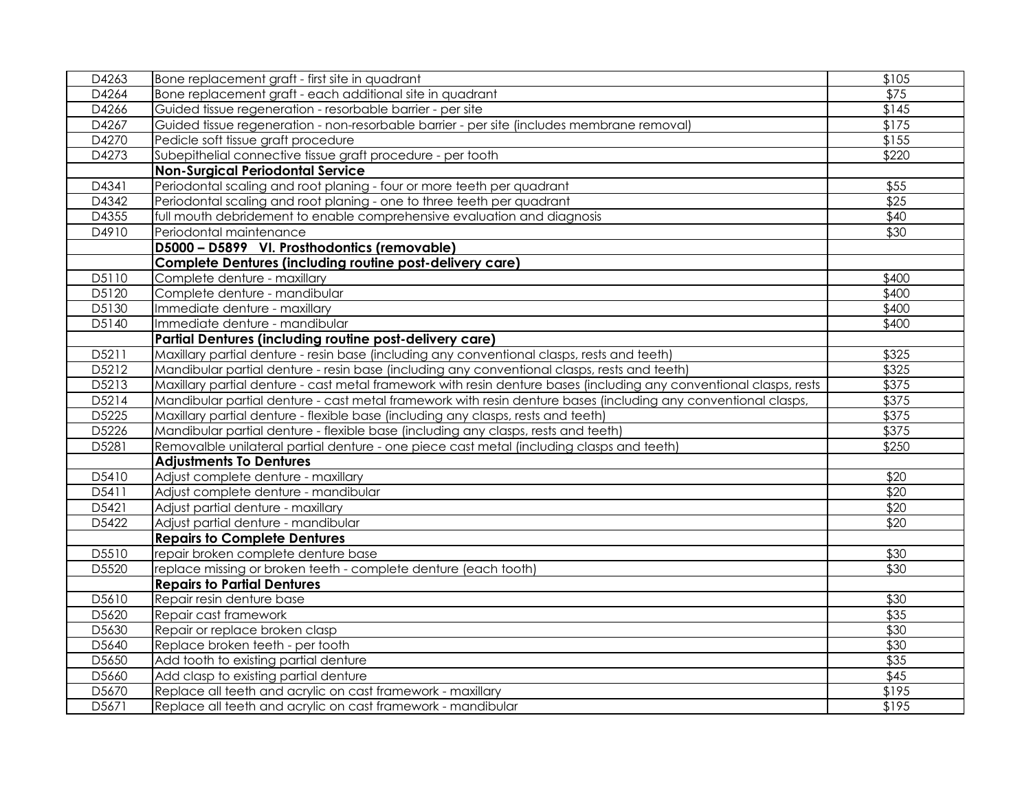| D4263 | Bone replacement graft - first site in quadrant | $105 |
|---|---|---|
| D4264 | Bone replacement graft - each additional site in quadrant | $75 |
| D4266 | Guided tissue regeneration - resorbable barrier - per site | $145 |
| D4267 | Guided tissue regeneration - non-resorbable barrier - per site (includes membrane removal) | $175 |
| D4270 | Pedicle soft tissue graft procedure | $155 |
| D4273 | Subepithelial connective tissue graft procedure - per tooth | $220 |
| | **Non-Surgical Periodontal Service** | |
| D4341 | Periodontal scaling and root planing - four or more teeth per quadrant | $55 |
| D4342 | Periodontal scaling and root planing - one to three teeth per quadrant | $25 |
| D4355 | full mouth debridement to enable comprehensive evaluation and diagnosis | $40 |
| D4910 | Periodontal maintenance | $30 |
| | **D5000 – D5899 VI. Prosthodontics (removable)** | |
| | **Complete Dentures (including routine post-delivery care)** | |
| D5110 | Complete denture - maxillary | $400 |
| D5120 | Complete denture - mandibular | $400 |
| D5130 | Immediate denture - maxillary | $400 |
| D5140 | Immediate denture - mandibular | $400 |
| | **Partial Dentures (including routine post-delivery care)** | |
| D5211 | Maxillary partial denture - resin base (including any conventional clasps, rests and teeth) | $325 |
| D5212 | Mandibular partial denture - resin base (including any conventional clasps, rests and teeth) | $325 |
| D5213 | Maxillary partial denture - cast metal framework with resin denture bases (including any conventional clasps, rests | $375 |
| D5214 | Mandibular partial denture - cast metal framework with resin denture bases (including any conventional clasps, | $375 |
| D5225 | Maxillary partial denture - flexible base (including any clasps, rests and teeth) | $375 |
| D5226 | Mandibular partial denture - flexible base (including any clasps, rests and teeth) | $375 |
| D5281 | Removalble unilateral partial denture - one piece cast metal (including clasps and teeth) | $250 |
| | **Adjustments To Dentures** | |
| D5410 | Adjust complete denture - maxillary | $20 |
| D5411 | Adjust complete denture - mandibular | $20 |
| D5421 | Adjust partial denture - maxillary | $20 |
| D5422 | Adjust partial denture - mandibular | $20 |
| | **Repairs to Complete Dentures** | |
| D5510 | repair broken complete denture base | $30 |
| D5520 | replace missing or broken teeth - complete denture (each tooth) | $30 |
| | **Repairs to Partial Dentures** | |
| D5610 | Repair resin denture base | $30 |
| D5620 | Repair cast framework | $35 |
| D5630 | Repair or replace broken clasp | $30 |
| D5640 | Replace broken teeth - per tooth | $30 |
| D5650 | Add tooth to existing partial denture | $35 |
| D5660 | Add clasp to existing partial denture | $45 |
| D5670 | Replace all teeth and acrylic on cast framework - maxillary | $195 |
| D5671 | Replace all teeth and acrylic on cast framework - mandibular | $195 |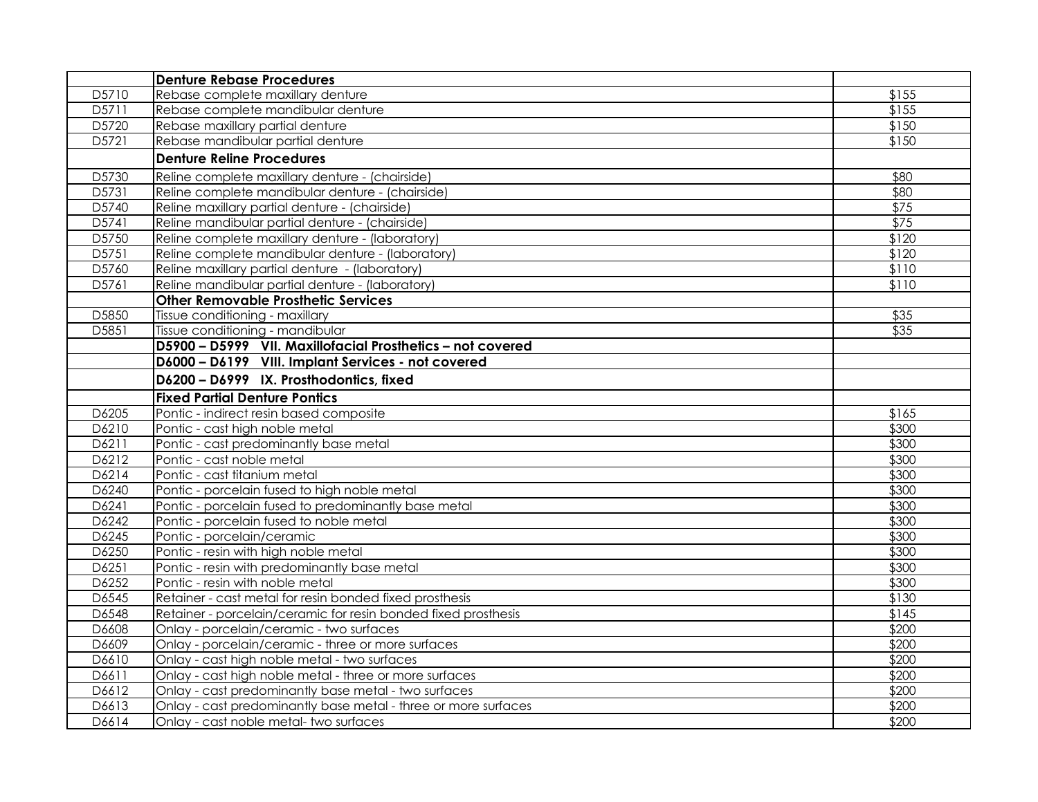| | | |
|---|---|---|
| | **Denture Rebase Procedures** | |
| D5710 | Rebase complete maxillary denture | $155 |
| D5711 | Rebase complete mandibular denture | $155 |
| D5720 | Rebase maxillary partial denture | $150 |
| D5721 | Rebase mandibular partial denture | $150 |
| | **Denture Reline Procedures** | |
| D5730 | Reline complete maxillary denture - (chairside) | $80 |
| D5731 | Reline complete mandibular denture - (chairside) | $80 |
| D5740 | Reline maxillary partial denture - (chairside) | $75 |
| D5741 | Reline mandibular partial denture - (chairside) | $75 |
| D5750 | Reline complete maxillary denture - (laboratory) | $120 |
| D5751 | Reline complete mandibular denture - (laboratory) | $120 |
| D5760 | Reline maxillary partial denture - (laboratory) | $110 |
| D5761 | Reline mandibular partial denture - (laboratory) | $110 |
| | **Other Removable Prosthetic Services** | |
| D5850 | Tissue conditioning - maxillary | $35 |
| D5851 | Tissue conditioning - mandibular | $35 |
| | **D5900 – D5999 VII. Maxillofacial Prosthetics – not covered** | |
| | **D6000 – D6199 VIII. Implant Services - not covered** | |
| | **D6200 – D6999 IX. Prosthodontics, fixed** | |
| | **Fixed Partial Denture Pontics** | |
| D6205 | Pontic - indirect resin based composite | $165 |
| D6210 | Pontic - cast high noble metal | $300 |
| D6211 | Pontic - cast predominantly base metal | $300 |
| D6212 | Pontic - cast noble metal | $300 |
| D6214 | Pontic - cast titanium metal | $300 |
| D6240 | Pontic - porcelain fused to high noble metal | $300 |
| D6241 | Pontic - porcelain fused to predominantly base metal | $300 |
| D6242 | Pontic - porcelain fused to noble metal | $300 |
| D6245 | Pontic - porcelain/ceramic | $300 |
| D6250 | Pontic - resin with high noble metal | $300 |
| D6251 | Pontic - resin with predominantly base metal | $300 |
| D6252 | Pontic - resin with noble metal | $300 |
| D6545 | Retainer - cast metal for resin bonded fixed prosthesis | $130 |
| D6548 | Retainer - porcelain/ceramic for resin bonded fixed prosthesis | $145 |
| D6608 | Onlay - porcelain/ceramic - two surfaces | $200 |
| D6609 | Onlay - porcelain/ceramic - three or more surfaces | $200 |
| D6610 | Onlay - cast high noble metal - two surfaces | $200 |
| D6611 | Onlay - cast high noble metal - three or more surfaces | $200 |
| D6612 | Onlay - cast predominantly base metal - two surfaces | $200 |
| D6613 | Onlay - cast predominantly base metal - three or more surfaces | $200 |
| D6614 | Onlay - cast noble metal- two surfaces | $200 |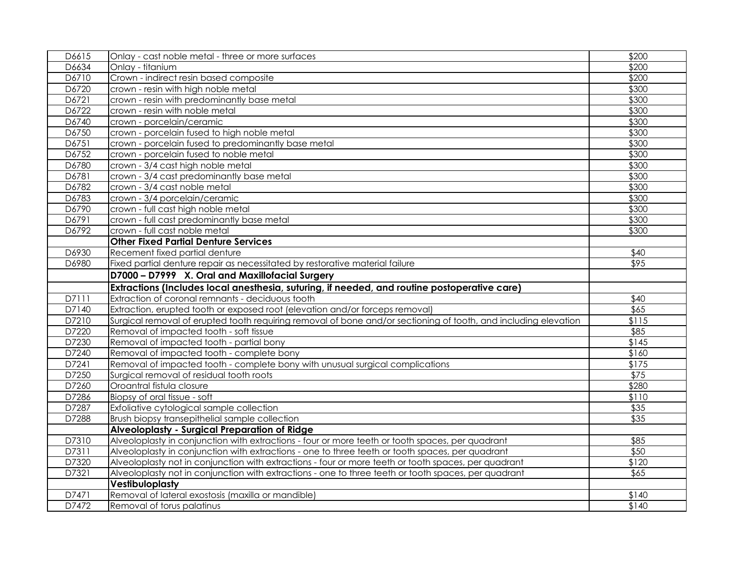| | | |
|---|---|---|
| D6615 | Onlay - cast noble metal - three or more surfaces | $200 |
| D6634 | Onlay - titanium | $200 |
| D6710 | Crown - indirect resin based composite | $200 |
| D6720 | crown - resin with high noble metal | $300 |
| D6721 | crown - resin with predominantly base metal | $300 |
| D6722 | crown - resin with noble metal | $300 |
| D6740 | crown - porcelain/ceramic | $300 |
| D6750 | crown - porcelain fused to high noble metal | $300 |
| D6751 | crown - porcelain fused to predominantly base metal | $300 |
| D6752 | crown - porcelain fused to noble metal | $300 |
| D6780 | crown - 3/4 cast high noble metal | $300 |
| D6781 | crown - 3/4 cast predominantly base metal | $300 |
| D6782 | crown - 3/4 cast noble metal | $300 |
| D6783 | crown - 3/4 porcelain/ceramic | $300 |
| D6790 | crown - full cast high noble metal | $300 |
| D6791 | crown - full cast predominantly base metal | $300 |
| D6792 | crown - full cast noble metal | $300 |
| | **Other Fixed Partial Denture Services** | |
| D6930 | Recement fixed partial denture | $40 |
| D6980 | Fixed partial denture repair as necessitated by restorative material failure | $95 |
| | **D7000 – D7999 X. Oral and Maxillofacial Surgery** | |
| | **Extractions (Includes local anesthesia, suturing, if needed, and routine postoperative care)** | |
| D7111 | Extraction of coronal remnants - deciduous tooth | $40 |
| D7140 | Extraction, erupted tooth or exposed root (elevation and/or forceps removal) | $65 |
| D7210 | Surgical removal of erupted tooth requiring removal of bone and/or sectioning of tooth, and including elevation | $115 |
| D7220 | Removal of impacted tooth - soft tissue | $85 |
| D7230 | Removal of impacted tooth - partial bony | $145 |
| D7240 | Removal of impacted tooth - complete bony | $160 |
| D7241 | Removal of impacted tooth - complete bony with unusual surgical complications | $175 |
| D7250 | Surgical removal of residual tooth roots | $75 |
| D7260 | Oroantral fistula closure | $280 |
| D7286 | Biopsy of oral tissue - soft | $110 |
| D7287 | Exfoliative cytological sample collection | $35 |
| D7288 | Brush biopsy transepithelial sample collection | $35 |
| | **Alveoloplasty - Surgical Preparation of Ridge** | |
| D7310 | Alveoloplasty in conjunction with extractions - four or more teeth or tooth spaces, per quadrant | $85 |
| D7311 | Alveoloplasty in conjunction with extractions - one to three teeth or tooth spaces, per quadrant | $50 |
| D7320 | Alveoloplasty not in conjunction with extractions - four or more teeth or tooth spaces, per quadrant | $120 |
| D7321 | Alveoloplasty not in conjunction with extractions - one to three teeth or tooth spaces, per quadrant | $65 |
| | **Vestibuloplasty** | |
| D7471 | Removal of lateral exostosis (maxilla or mandible) | $140 |
| D7472 | Removal of torus palatinus | $140 |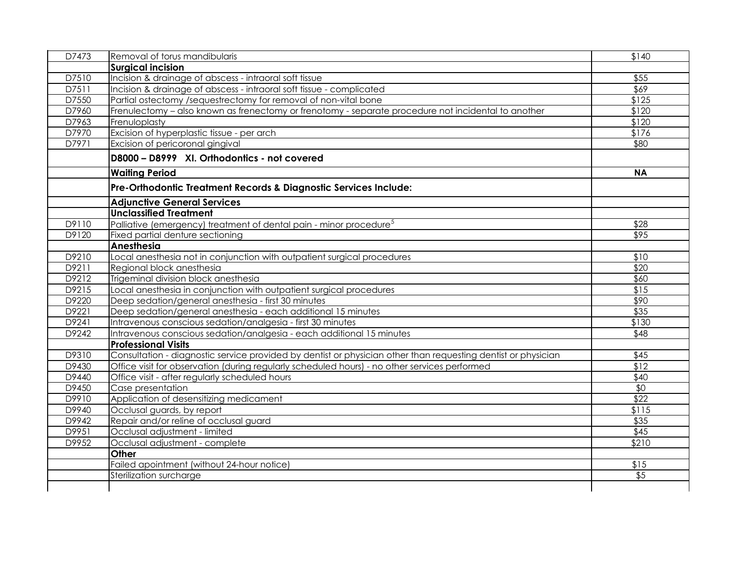| | | |
|---|---|---|
| D7473 | Removal of torus mandibularis | $140 |
| | **Surgical incision** | |
| D7510 | Incision & drainage of abscess - intraoral soft tissue | $55 |
| D7511 | Incision & drainage of abscess - intraoral soft tissue - complicated | $69 |
| D7550 | Partial ostectomy /sequestrectomy for removal of non-vital bone | $125 |
| D7960 | Frenulectomy – also known as frenectomy or frenotomy - separate procedure not incidental to another | $120 |
| D7963 | Frenuloplasty | $120 |
| D7970 | Excision of hyperplastic tissue - per arch | $176 |
| D7971 | Excision of pericoronal gingival | $80 |
| | **D8000 – D8999 XI. Orthodontics - not covered** | |
| | **Waiting Period** | **NA** |
| | **Pre-Orthodontic Treatment Records & Diagnostic Services Include:** | |
| | **Adjunctive General Services** | |
| | **Unclassified Treatment** | |
| D9110 | Palliative (emergency) treatment of dental pain - minor procedure[5] | $28 |
| D9120 | Fixed partial denture sectioning | $95 |
| | **Anesthesia** | |
| D9210 | Local anesthesia not in conjunction with outpatient surgical procedures | $10 |
| D9211 | Regional block anesthesia | $20 |
| D9212 | Trigeminal division block anesthesia | $60 |
| D9215 | Local anesthesia in conjunction with outpatient surgical procedures | $15 |
| D9220 | Deep sedation/general anesthesia - first 30 minutes | $90 |
| D9221 | Deep sedation/general anesthesia - each additional 15 minutes | $35 |
| D9241 | Intravenous conscious sedation/analgesia - first 30 minutes | $130 |
| D9242 | Intravenous conscious sedation/analgesia - each additional 15 minutes | $48 |
| | **Professional Visits** | |
| D9310 | Consultation - diagnostic service provided by dentist or physician other than requesting dentist or physician | $45 |
| D9430 | Office visit for observation (during regularly scheduled hours) - no other services performed | $12 |
| D9440 | Office visit - after regularly scheduled hours | $40 |
| D9450 | Case presentation | $0 |
| D9910 | Application of desensitizing medicament | $22 |
| D9940 | Occlusal guards, by report | $115 |
| D9942 | Repair and/or reline of occlusal guard | $35 |
| D9951 | Occlusal adjustment - limited | $45 |
| D9952 | Occlusal adjustment - complete | $210 |
| | **Other** | |
| | Failed apointment (without 24-hour notice) | $15 |
| | Sterilization surcharge | $5 |
| | | |